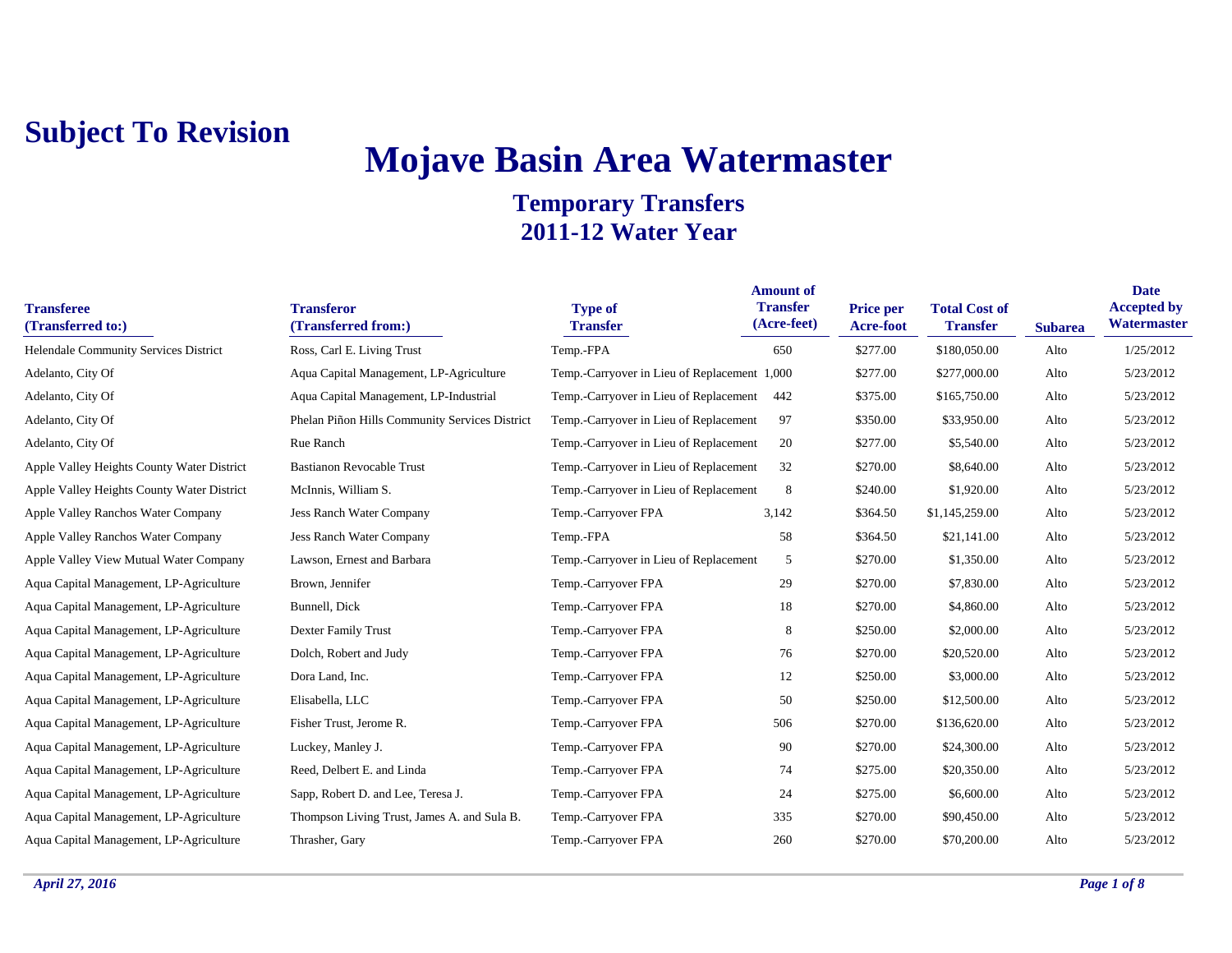**Subject To Revision**

# Mojave Basin Area Watermaster

## Temporary Transfers
## 2011-12 Water Year

| Transferee (Transferred to:) | Transferor (Transferred from:) | Type of Transfer | Amount of Transfer (Acre-feet) | Price per Acre-foot | Total Cost of Transfer | Subarea | Date Accepted by Watermaster |
|---|---|---|---|---|---|---|---|
| Helendale Community Services District | Ross, Carl E. Living Trust | Temp.-FPA | 650 | $277.00 | $180,050.00 | Alto | 1/25/2012 |
| Adelanto, City Of | Aqua Capital Management, LP-Agriculture | Temp.-Carryover in Lieu of Replacement | 1,000 | $277.00 | $277,000.00 | Alto | 5/23/2012 |
| Adelanto, City Of | Aqua Capital Management, LP-Industrial | Temp.-Carryover in Lieu of Replacement | 442 | $375.00 | $165,750.00 | Alto | 5/23/2012 |
| Adelanto, City Of | Phelan Piñon Hills Community Services District | Temp.-Carryover in Lieu of Replacement | 97 | $350.00 | $33,950.00 | Alto | 5/23/2012 |
| Adelanto, City Of | Rue Ranch | Temp.-Carryover in Lieu of Replacement | 20 | $277.00 | $5,540.00 | Alto | 5/23/2012 |
| Apple Valley Heights County Water District | Bastianon Revocable Trust | Temp.-Carryover in Lieu of Replacement | 32 | $270.00 | $8,640.00 | Alto | 5/23/2012 |
| Apple Valley Heights County Water District | McInnis, William S. | Temp.-Carryover in Lieu of Replacement | 8 | $240.00 | $1,920.00 | Alto | 5/23/2012 |
| Apple Valley Ranchos Water Company | Jess Ranch Water Company | Temp.-Carryover FPA | 3,142 | $364.50 | $1,145,259.00 | Alto | 5/23/2012 |
| Apple Valley Ranchos Water Company | Jess Ranch Water Company | Temp.-FPA | 58 | $364.50 | $21,141.00 | Alto | 5/23/2012 |
| Apple Valley View Mutual Water Company | Lawson, Ernest and Barbara | Temp.-Carryover in Lieu of Replacement | 5 | $270.00 | $1,350.00 | Alto | 5/23/2012 |
| Aqua Capital Management, LP-Agriculture | Brown, Jennifer | Temp.-Carryover FPA | 29 | $270.00 | $7,830.00 | Alto | 5/23/2012 |
| Aqua Capital Management, LP-Agriculture | Bunnell, Dick | Temp.-Carryover FPA | 18 | $270.00 | $4,860.00 | Alto | 5/23/2012 |
| Aqua Capital Management, LP-Agriculture | Dexter Family Trust | Temp.-Carryover FPA | 8 | $250.00 | $2,000.00 | Alto | 5/23/2012 |
| Aqua Capital Management, LP-Agriculture | Dolch, Robert and Judy | Temp.-Carryover FPA | 76 | $270.00 | $20,520.00 | Alto | 5/23/2012 |
| Aqua Capital Management, LP-Agriculture | Dora Land, Inc. | Temp.-Carryover FPA | 12 | $250.00 | $3,000.00 | Alto | 5/23/2012 |
| Aqua Capital Management, LP-Agriculture | Elisabella, LLC | Temp.-Carryover FPA | 50 | $250.00 | $12,500.00 | Alto | 5/23/2012 |
| Aqua Capital Management, LP-Agriculture | Fisher Trust, Jerome R. | Temp.-Carryover FPA | 506 | $270.00 | $136,620.00 | Alto | 5/23/2012 |
| Aqua Capital Management, LP-Agriculture | Luckey, Manley J. | Temp.-Carryover FPA | 90 | $270.00 | $24,300.00 | Alto | 5/23/2012 |
| Aqua Capital Management, LP-Agriculture | Reed, Delbert E. and Linda | Temp.-Carryover FPA | 74 | $275.00 | $20,350.00 | Alto | 5/23/2012 |
| Aqua Capital Management, LP-Agriculture | Sapp, Robert D. and Lee, Teresa J. | Temp.-Carryover FPA | 24 | $275.00 | $6,600.00 | Alto | 5/23/2012 |
| Aqua Capital Management, LP-Agriculture | Thompson Living Trust, James A. and Sula B. | Temp.-Carryover FPA | 335 | $270.00 | $90,450.00 | Alto | 5/23/2012 |
| Aqua Capital Management, LP-Agriculture | Thrasher, Gary | Temp.-Carryover FPA | 260 | $270.00 | $70,200.00 | Alto | 5/23/2012 |

*April 27, 2016*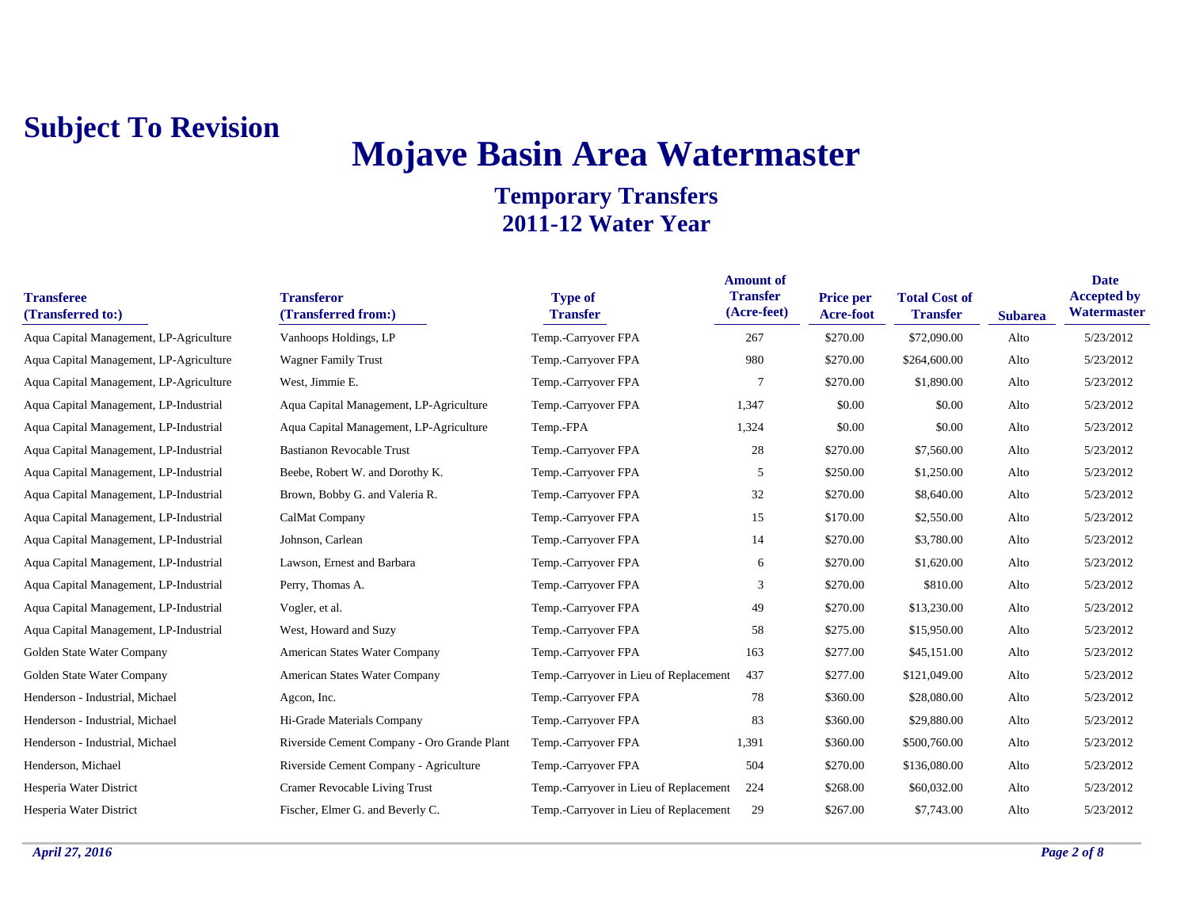**Subject To Revision**

# Mojave Basin Area Watermaster

## Temporary Transfers
## 2011-12 Water Year

| Transferee (Transferred to:) | Transferor (Transferred from:) | Type of Transfer | Amount of Transfer (Acre-feet) | Price per Acre-foot | Total Cost of Transfer | Subarea | Date Accepted by Watermaster |
|---|---|---|---|---|---|---|---|
| Aqua Capital Management, LP-Agriculture | Vanhoops Holdings, LP | Temp.-Carryover FPA | 267 | $270.00 | $72,090.00 | Alto | 5/23/2012 |
| Aqua Capital Management, LP-Agriculture | Wagner Family Trust | Temp.-Carryover FPA | 980 | $270.00 | $264,600.00 | Alto | 5/23/2012 |
| Aqua Capital Management, LP-Agriculture | West, Jimmie E. | Temp.-Carryover FPA | 7 | $270.00 | $1,890.00 | Alto | 5/23/2012 |
| Aqua Capital Management, LP-Industrial | Aqua Capital Management, LP-Agriculture | Temp.-Carryover FPA | 1,347 | $0.00 | $0.00 | Alto | 5/23/2012 |
| Aqua Capital Management, LP-Industrial | Aqua Capital Management, LP-Agriculture | Temp.-FPA | 1,324 | $0.00 | $0.00 | Alto | 5/23/2012 |
| Aqua Capital Management, LP-Industrial | Bastianon Revocable Trust | Temp.-Carryover FPA | 28 | $270.00 | $7,560.00 | Alto | 5/23/2012 |
| Aqua Capital Management, LP-Industrial | Beebe, Robert W. and Dorothy K. | Temp.-Carryover FPA | 5 | $250.00 | $1,250.00 | Alto | 5/23/2012 |
| Aqua Capital Management, LP-Industrial | Brown, Bobby G. and Valeria R. | Temp.-Carryover FPA | 32 | $270.00 | $8,640.00 | Alto | 5/23/2012 |
| Aqua Capital Management, LP-Industrial | CalMat Company | Temp.-Carryover FPA | 15 | $170.00 | $2,550.00 | Alto | 5/23/2012 |
| Aqua Capital Management, LP-Industrial | Johnson, Carlean | Temp.-Carryover FPA | 14 | $270.00 | $3,780.00 | Alto | 5/23/2012 |
| Aqua Capital Management, LP-Industrial | Lawson, Ernest and Barbara | Temp.-Carryover FPA | 6 | $270.00 | $1,620.00 | Alto | 5/23/2012 |
| Aqua Capital Management, LP-Industrial | Perry, Thomas A. | Temp.-Carryover FPA | 3 | $270.00 | $810.00 | Alto | 5/23/2012 |
| Aqua Capital Management, LP-Industrial | Vogler, et al. | Temp.-Carryover FPA | 49 | $270.00 | $13,230.00 | Alto | 5/23/2012 |
| Aqua Capital Management, LP-Industrial | West, Howard and Suzy | Temp.-Carryover FPA | 58 | $275.00 | $15,950.00 | Alto | 5/23/2012 |
| Golden State Water Company | American States Water Company | Temp.-Carryover FPA | 163 | $277.00 | $45,151.00 | Alto | 5/23/2012 |
| Golden State Water Company | American States Water Company | Temp.-Carryover in Lieu of Replacement | 437 | $277.00 | $121,049.00 | Alto | 5/23/2012 |
| Henderson - Industrial, Michael | Agcon, Inc. | Temp.-Carryover FPA | 78 | $360.00 | $28,080.00 | Alto | 5/23/2012 |
| Henderson - Industrial, Michael | Hi-Grade Materials Company | Temp.-Carryover FPA | 83 | $360.00 | $29,880.00 | Alto | 5/23/2012 |
| Henderson - Industrial, Michael | Riverside Cement Company - Oro Grande Plant | Temp.-Carryover FPA | 1,391 | $360.00 | $500,760.00 | Alto | 5/23/2012 |
| Henderson, Michael | Riverside Cement Company - Agriculture | Temp.-Carryover FPA | 504 | $270.00 | $136,080.00 | Alto | 5/23/2012 |
| Hesperia Water District | Cramer Revocable Living Trust | Temp.-Carryover in Lieu of Replacement | 224 | $268.00 | $60,032.00 | Alto | 5/23/2012 |
| Hesperia Water District | Fischer, Elmer G. and Beverly C. | Temp.-Carryover in Lieu of Replacement | 29 | $267.00 | $7,743.00 | Alto | 5/23/2012 |

*April 27, 2016*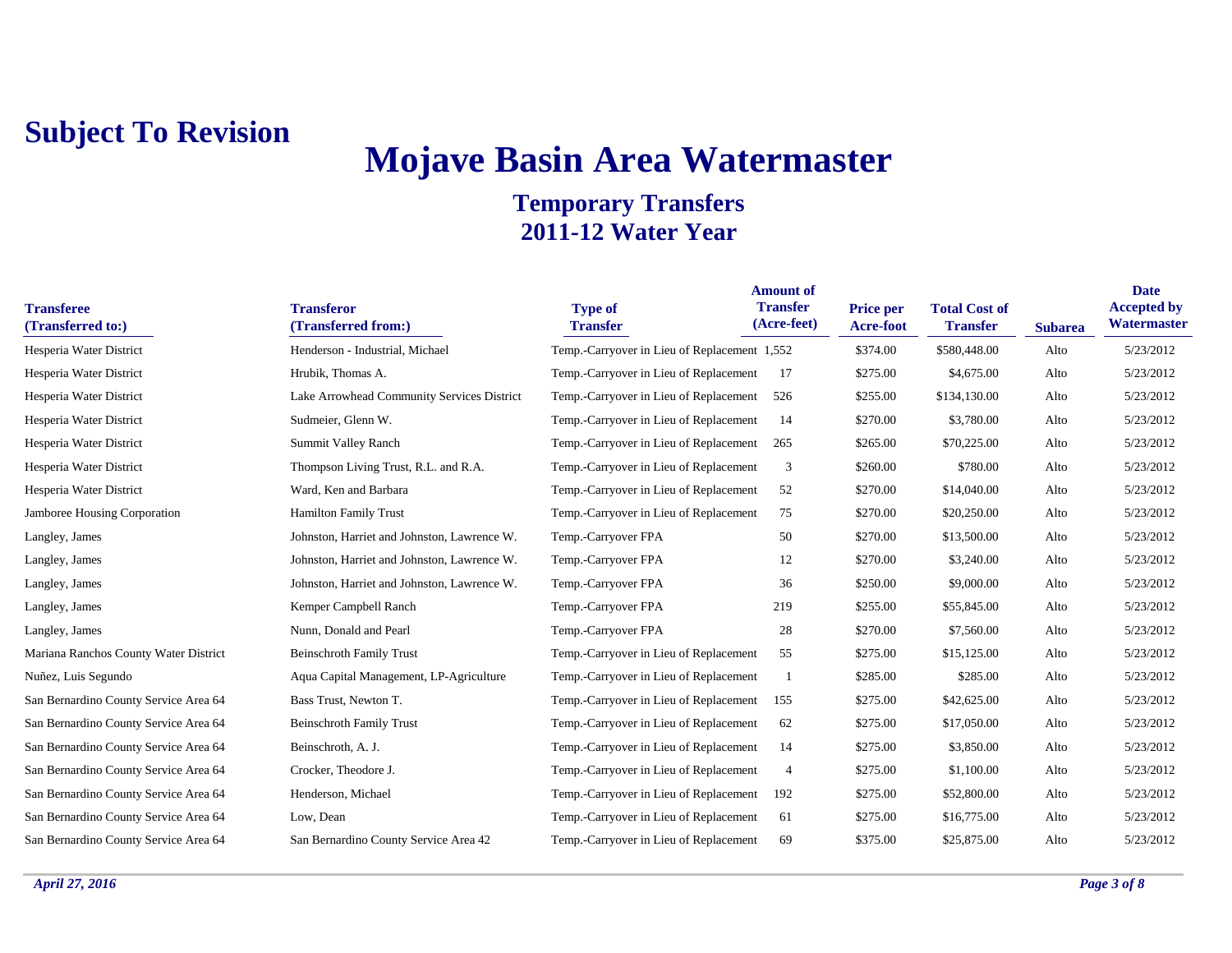**Subject To Revision**

# Mojave Basin Area Watermaster

## Temporary Transfers
## 2011-12 Water Year

| Transferee (Transferred to:) | Transferor (Transferred from:) | Type of Transfer | Amount of Transfer (Acre-feet) | Price per Acre-foot | Total Cost of Transfer | Subarea | Date Accepted by Watermaster |
|---|---|---|---|---|---|---|---|
| Hesperia Water District | Henderson - Industrial, Michael | Temp.-Carryover in Lieu of Replacement | 1,552 | $374.00 | $580,448.00 | Alto | 5/23/2012 |
| Hesperia Water District | Hrubik, Thomas A. | Temp.-Carryover in Lieu of Replacement | 17 | $275.00 | $4,675.00 | Alto | 5/23/2012 |
| Hesperia Water District | Lake Arrowhead Community Services District | Temp.-Carryover in Lieu of Replacement | 526 | $255.00 | $134,130.00 | Alto | 5/23/2012 |
| Hesperia Water District | Sudmeier, Glenn W. | Temp.-Carryover in Lieu of Replacement | 14 | $270.00 | $3,780.00 | Alto | 5/23/2012 |
| Hesperia Water District | Summit Valley Ranch | Temp.-Carryover in Lieu of Replacement | 265 | $265.00 | $70,225.00 | Alto | 5/23/2012 |
| Hesperia Water District | Thompson Living Trust, R.L. and R.A. | Temp.-Carryover in Lieu of Replacement | 3 | $260.00 | $780.00 | Alto | 5/23/2012 |
| Hesperia Water District | Ward, Ken and Barbara | Temp.-Carryover in Lieu of Replacement | 52 | $270.00 | $14,040.00 | Alto | 5/23/2012 |
| Jamboree Housing Corporation | Hamilton Family Trust | Temp.-Carryover in Lieu of Replacement | 75 | $270.00 | $20,250.00 | Alto | 5/23/2012 |
| Langley, James | Johnston, Harriet and Johnston, Lawrence W. | Temp.-Carryover FPA | 50 | $270.00 | $13,500.00 | Alto | 5/23/2012 |
| Langley, James | Johnston, Harriet and Johnston, Lawrence W. | Temp.-Carryover FPA | 12 | $270.00 | $3,240.00 | Alto | 5/23/2012 |
| Langley, James | Johnston, Harriet and Johnston, Lawrence W. | Temp.-Carryover FPA | 36 | $250.00 | $9,000.00 | Alto | 5/23/2012 |
| Langley, James | Kemper Campbell Ranch | Temp.-Carryover FPA | 219 | $255.00 | $55,845.00 | Alto | 5/23/2012 |
| Langley, James | Nunn, Donald and Pearl | Temp.-Carryover FPA | 28 | $270.00 | $7,560.00 | Alto | 5/23/2012 |
| Mariana Ranchos County Water District | Beinschroth Family Trust | Temp.-Carryover in Lieu of Replacement | 55 | $275.00 | $15,125.00 | Alto | 5/23/2012 |
| Nuñez, Luis Segundo | Aqua Capital Management, LP-Agriculture | Temp.-Carryover in Lieu of Replacement | 1 | $285.00 | $285.00 | Alto | 5/23/2012 |
| San Bernardino County Service Area 64 | Bass Trust, Newton T. | Temp.-Carryover in Lieu of Replacement | 155 | $275.00 | $42,625.00 | Alto | 5/23/2012 |
| San Bernardino County Service Area 64 | Beinschroth Family Trust | Temp.-Carryover in Lieu of Replacement | 62 | $275.00 | $17,050.00 | Alto | 5/23/2012 |
| San Bernardino County Service Area 64 | Beinschroth, A. J. | Temp.-Carryover in Lieu of Replacement | 14 | $275.00 | $3,850.00 | Alto | 5/23/2012 |
| San Bernardino County Service Area 64 | Crocker, Theodore J. | Temp.-Carryover in Lieu of Replacement | 4 | $275.00 | $1,100.00 | Alto | 5/23/2012 |
| San Bernardino County Service Area 64 | Henderson, Michael | Temp.-Carryover in Lieu of Replacement | 192 | $275.00 | $52,800.00 | Alto | 5/23/2012 |
| San Bernardino County Service Area 64 | Low, Dean | Temp.-Carryover in Lieu of Replacement | 61 | $275.00 | $16,775.00 | Alto | 5/23/2012 |
| San Bernardino County Service Area 64 | San Bernardino County Service Area 42 | Temp.-Carryover in Lieu of Replacement | 69 | $375.00 | $25,875.00 | Alto | 5/23/2012 |

*April 27, 2016*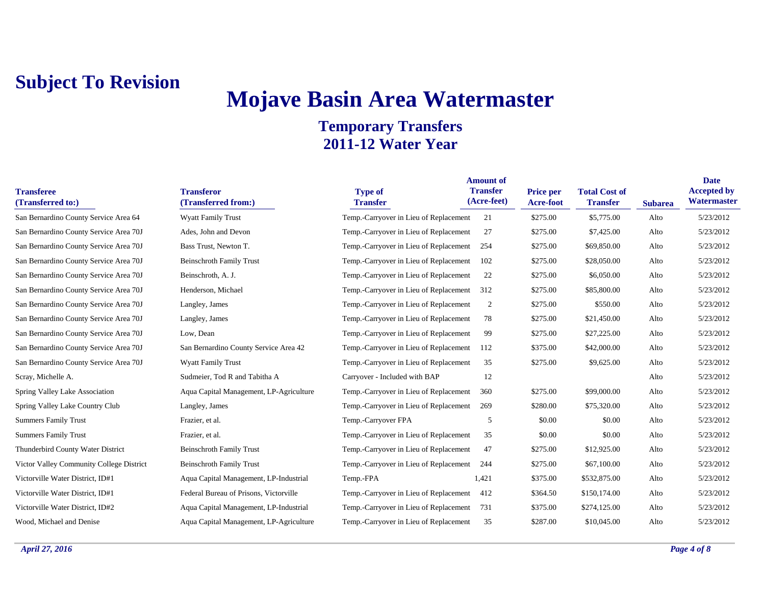**Subject To Revision**

# Mojave Basin Area Watermaster

## Temporary Transfers
## 2011-12 Water Year

| Transferee (Transferred to:) | Transferor (Transferred from:) | Type of Transfer | Amount of Transfer (Acre-feet) | Price per Acre-foot | Total Cost of Transfer | Subarea | Date Accepted by Watermaster |
|---|---|---|---|---|---|---|---|
| San Bernardino County Service Area 64 | Wyatt Family Trust | Temp.-Carryover in Lieu of Replacement | 21 | $275.00 | $5,775.00 | Alto | 5/23/2012 |
| San Bernardino County Service Area 70J | Ades, John and Devon | Temp.-Carryover in Lieu of Replacement | 27 | $275.00 | $7,425.00 | Alto | 5/23/2012 |
| San Bernardino County Service Area 70J | Bass Trust, Newton T. | Temp.-Carryover in Lieu of Replacement | 254 | $275.00 | $69,850.00 | Alto | 5/23/2012 |
| San Bernardino County Service Area 70J | Beinschroth Family Trust | Temp.-Carryover in Lieu of Replacement | 102 | $275.00 | $28,050.00 | Alto | 5/23/2012 |
| San Bernardino County Service Area 70J | Beinschroth, A. J. | Temp.-Carryover in Lieu of Replacement | 22 | $275.00 | $6,050.00 | Alto | 5/23/2012 |
| San Bernardino County Service Area 70J | Henderson, Michael | Temp.-Carryover in Lieu of Replacement | 312 | $275.00 | $85,800.00 | Alto | 5/23/2012 |
| San Bernardino County Service Area 70J | Langley, James | Temp.-Carryover in Lieu of Replacement | 2 | $275.00 | $550.00 | Alto | 5/23/2012 |
| San Bernardino County Service Area 70J | Langley, James | Temp.-Carryover in Lieu of Replacement | 78 | $275.00 | $21,450.00 | Alto | 5/23/2012 |
| San Bernardino County Service Area 70J | Low, Dean | Temp.-Carryover in Lieu of Replacement | 99 | $275.00 | $27,225.00 | Alto | 5/23/2012 |
| San Bernardino County Service Area 70J | San Bernardino County Service Area 42 | Temp.-Carryover in Lieu of Replacement | 112 | $375.00 | $42,000.00 | Alto | 5/23/2012 |
| San Bernardino County Service Area 70J | Wyatt Family Trust | Temp.-Carryover in Lieu of Replacement | 35 | $275.00 | $9,625.00 | Alto | 5/23/2012 |
| Scray, Michelle A. | Sudmeier, Tod R and Tabitha A | Carryover - Included with BAP | 12 | | | Alto | 5/23/2012 |
| Spring Valley Lake Association | Aqua Capital Management, LP-Agriculture | Temp.-Carryover in Lieu of Replacement | 360 | $275.00 | $99,000.00 | Alto | 5/23/2012 |
| Spring Valley Lake Country Club | Langley, James | Temp.-Carryover in Lieu of Replacement | 269 | $280.00 | $75,320.00 | Alto | 5/23/2012 |
| Summers Family Trust | Frazier, et al. | Temp.-Carryover FPA | 5 | $0.00 | $0.00 | Alto | 5/23/2012 |
| Summers Family Trust | Frazier, et al. | Temp.-Carryover in Lieu of Replacement | 35 | $0.00 | $0.00 | Alto | 5/23/2012 |
| Thunderbird County Water District | Beinschroth Family Trust | Temp.-Carryover in Lieu of Replacement | 47 | $275.00 | $12,925.00 | Alto | 5/23/2012 |
| Victor Valley Community College District | Beinschroth Family Trust | Temp.-Carryover in Lieu of Replacement | 244 | $275.00 | $67,100.00 | Alto | 5/23/2012 |
| Victorville Water District, ID#1 | Aqua Capital Management, LP-Industrial | Temp.-FPA | 1,421 | $375.00 | $532,875.00 | Alto | 5/23/2012 |
| Victorville Water District, ID#1 | Federal Bureau of Prisons, Victorville | Temp.-Carryover in Lieu of Replacement | 412 | $364.50 | $150,174.00 | Alto | 5/23/2012 |
| Victorville Water District, ID#2 | Aqua Capital Management, LP-Industrial | Temp.-Carryover in Lieu of Replacement | 731 | $375.00 | $274,125.00 | Alto | 5/23/2012 |
| Wood, Michael and Denise | Aqua Capital Management, LP-Agriculture | Temp.-Carryover in Lieu of Replacement | 35 | $287.00 | $10,045.00 | Alto | 5/23/2012 |

*April 27, 2016*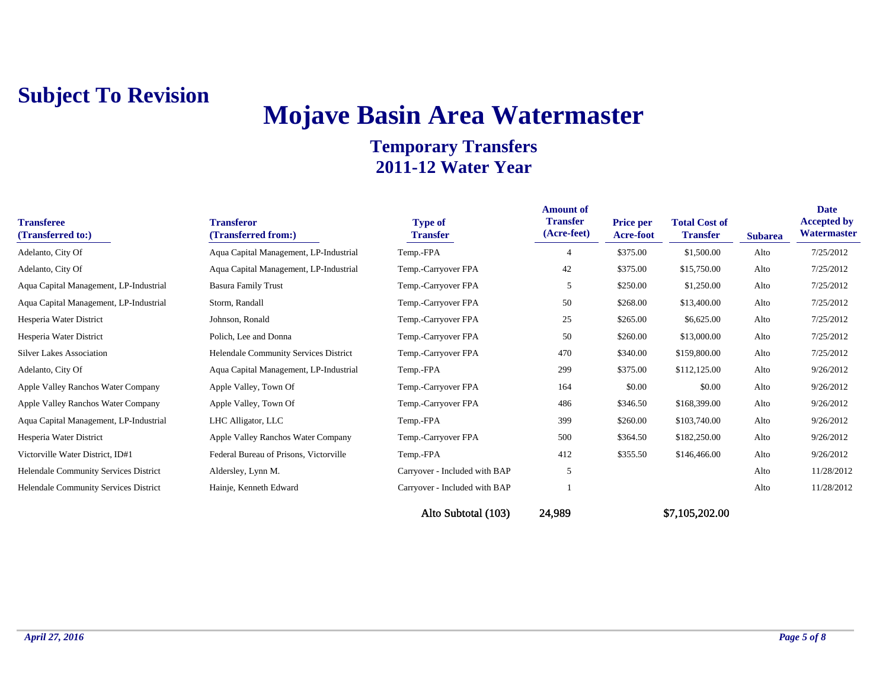**Subject To Revision**

# Mojave Basin Area Watermaster

## Temporary Transfers
## 2011-12 Water Year

| Transferee (Transferred to:) | Transferor (Transferred from:) | Type of Transfer | Amount of Transfer (Acre-feet) | Price per Acre-foot | Total Cost of Transfer | Subarea | Date Accepted by Watermaster |
|---|---|---|---|---|---|---|---|
| Adelanto, City Of | Aqua Capital Management, LP-Industrial | Temp.-FPA | 4 | $375.00 | $1,500.00 | Alto | 7/25/2012 |
| Adelanto, City Of | Aqua Capital Management, LP-Industrial | Temp.-Carryover FPA | 42 | $375.00 | $15,750.00 | Alto | 7/25/2012 |
| Aqua Capital Management, LP-Industrial | Basura Family Trust | Temp.-Carryover FPA | 5 | $250.00 | $1,250.00 | Alto | 7/25/2012 |
| Aqua Capital Management, LP-Industrial | Storm, Randall | Temp.-Carryover FPA | 50 | $268.00 | $13,400.00 | Alto | 7/25/2012 |
| Hesperia Water District | Johnson, Ronald | Temp.-Carryover FPA | 25 | $265.00 | $6,625.00 | Alto | 7/25/2012 |
| Hesperia Water District | Polich, Lee and Donna | Temp.-Carryover FPA | 50 | $260.00 | $13,000.00 | Alto | 7/25/2012 |
| Silver Lakes Association | Helendale Community Services District | Temp.-Carryover FPA | 470 | $340.00 | $159,800.00 | Alto | 7/25/2012 |
| Adelanto, City Of | Aqua Capital Management, LP-Industrial | Temp.-FPA | 299 | $375.00 | $112,125.00 | Alto | 9/26/2012 |
| Apple Valley Ranchos Water Company | Apple Valley, Town Of | Temp.-Carryover FPA | 164 | $0.00 | $0.00 | Alto | 9/26/2012 |
| Apple Valley Ranchos Water Company | Apple Valley, Town Of | Temp.-Carryover FPA | 486 | $346.50 | $168,399.00 | Alto | 9/26/2012 |
| Aqua Capital Management, LP-Industrial | LHC Alligator, LLC | Temp.-FPA | 399 | $260.00 | $103,740.00 | Alto | 9/26/2012 |
| Hesperia Water District | Apple Valley Ranchos Water Company | Temp.-Carryover FPA | 500 | $364.50 | $182,250.00 | Alto | 9/26/2012 |
| Victorville Water District, ID#1 | Federal Bureau of Prisons, Victorville | Temp.-FPA | 412 | $355.50 | $146,466.00 | Alto | 9/26/2012 |
| Helendale Community Services District | Aldersley, Lynn M. | Carryover - Included with BAP | 5 | | | Alto | 11/28/2012 |
| Helendale Community Services District | Hainje, Kenneth Edward | Carryover - Included with BAP | 1 | | | Alto | 11/28/2012 |
| | | **Alto Subtotal (103)** | **24,989** | | **$7,105,202.00** | | |

*April 27, 2016*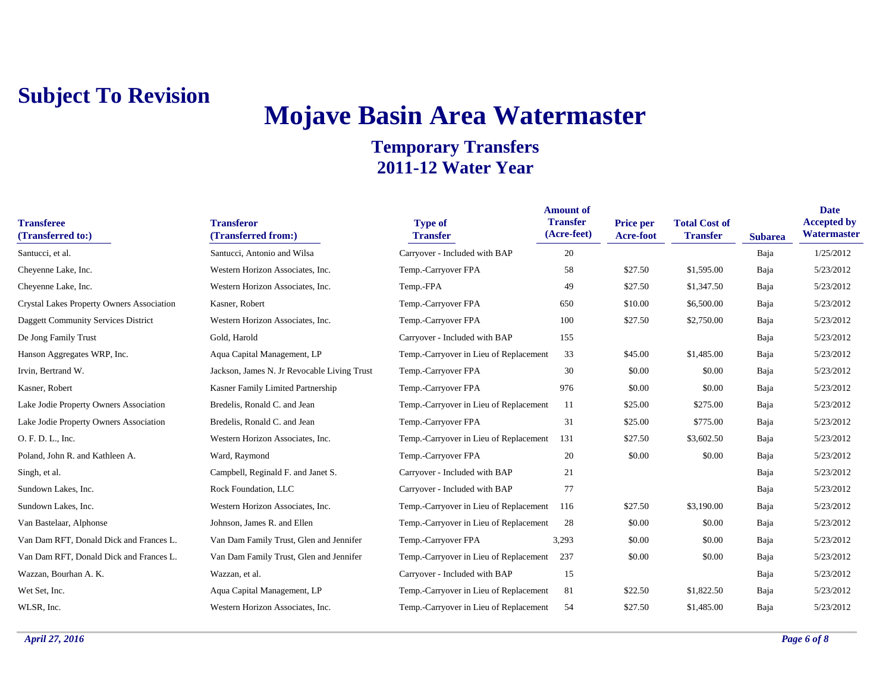**Subject To Revision**

# Mojave Basin Area Watermaster

## Temporary Transfers
## 2011-12 Water Year

| Transferee (Transferred to:) | Transferor (Transferred from:) | Type of Transfer | Amount of Transfer (Acre-feet) | Price per Acre-foot | Total Cost of Transfer | Subarea | Date Accepted by Watermaster |
|---|---|---|---|---|---|---|---|
| Santucci, et al. | Santucci, Antonio and Wilsa | Carryover - Included with BAP | 20 | | | Baja | 1/25/2012 |
| Cheyenne Lake, Inc. | Western Horizon Associates, Inc. | Temp.-Carryover FPA | 58 | $27.50 | $1,595.00 | Baja | 5/23/2012 |
| Cheyenne Lake, Inc. | Western Horizon Associates, Inc. | Temp.-FPA | 49 | $27.50 | $1,347.50 | Baja | 5/23/2012 |
| Crystal Lakes Property Owners Association | Kasner, Robert | Temp.-Carryover FPA | 650 | $10.00 | $6,500.00 | Baja | 5/23/2012 |
| Daggett Community Services District | Western Horizon Associates, Inc. | Temp.-Carryover FPA | 100 | $27.50 | $2,750.00 | Baja | 5/23/2012 |
| De Jong Family Trust | Gold, Harold | Carryover - Included with BAP | 155 | | | Baja | 5/23/2012 |
| Hanson Aggregates WRP, Inc. | Aqua Capital Management, LP | Temp.-Carryover in Lieu of Replacement | 33 | $45.00 | $1,485.00 | Baja | 5/23/2012 |
| Irvin, Bertrand W. | Jackson, James N. Jr Revocable Living Trust | Temp.-Carryover FPA | 30 | $0.00 | $0.00 | Baja | 5/23/2012 |
| Kasner, Robert | Kasner Family Limited Partnership | Temp.-Carryover FPA | 976 | $0.00 | $0.00 | Baja | 5/23/2012 |
| Lake Jodie Property Owners Association | Bredelis, Ronald C. and Jean | Temp.-Carryover in Lieu of Replacement | 11 | $25.00 | $275.00 | Baja | 5/23/2012 |
| Lake Jodie Property Owners Association | Bredelis, Ronald C. and Jean | Temp.-Carryover FPA | 31 | $25.00 | $775.00 | Baja | 5/23/2012 |
| O. F. D. L., Inc. | Western Horizon Associates, Inc. | Temp.-Carryover in Lieu of Replacement | 131 | $27.50 | $3,602.50 | Baja | 5/23/2012 |
| Poland, John R. and Kathleen A. | Ward, Raymond | Temp.-Carryover FPA | 20 | $0.00 | $0.00 | Baja | 5/23/2012 |
| Singh, et al. | Campbell, Reginald F. and Janet S. | Carryover - Included with BAP | 21 | | | Baja | 5/23/2012 |
| Sundown Lakes, Inc. | Rock Foundation, LLC | Carryover - Included with BAP | 77 | | | Baja | 5/23/2012 |
| Sundown Lakes, Inc. | Western Horizon Associates, Inc. | Temp.-Carryover in Lieu of Replacement | 116 | $27.50 | $3,190.00 | Baja | 5/23/2012 |
| Van Bastelaar, Alphonse | Johnson, James R. and Ellen | Temp.-Carryover in Lieu of Replacement | 28 | $0.00 | $0.00 | Baja | 5/23/2012 |
| Van Dam RFT, Donald Dick and Frances L. | Van Dam Family Trust, Glen and Jennifer | Temp.-Carryover FPA | 3,293 | $0.00 | $0.00 | Baja | 5/23/2012 |
| Van Dam RFT, Donald Dick and Frances L. | Van Dam Family Trust, Glen and Jennifer | Temp.-Carryover in Lieu of Replacement | 237 | $0.00 | $0.00 | Baja | 5/23/2012 |
| Wazzan, Bourhan A. K. | Wazzan, et al. | Carryover - Included with BAP | 15 | | | Baja | 5/23/2012 |
| Wet Set, Inc. | Aqua Capital Management, LP | Temp.-Carryover in Lieu of Replacement | 81 | $22.50 | $1,822.50 | Baja | 5/23/2012 |
| WLSR, Inc. | Western Horizon Associates, Inc. | Temp.-Carryover in Lieu of Replacement | 54 | $27.50 | $1,485.00 | Baja | 5/23/2012 |

*April 27, 2016*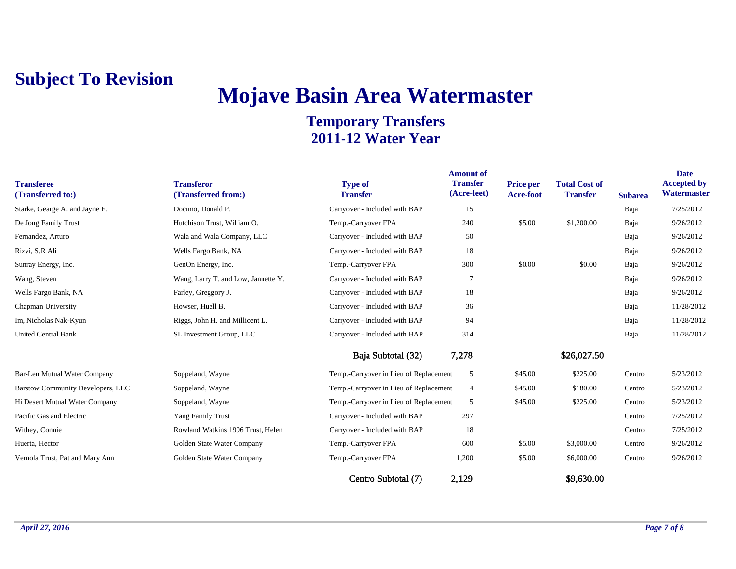# Subject To Revision

# Mojave Basin Area Watermaster

## Temporary Transfers
## 2011-12 Water Year

| Transferee (Transferred to:) | Transferor (Transferred from:) | Type of Transfer | Amount of Transfer (Acre-feet) | Price per Acre-foot | Total Cost of Transfer | Subarea | Date Accepted by Watermaster |
|---|---|---|---|---|---|---|---|
| Starke, Gearge A. and Jayne E. | Docimo, Donald P. | Carryover - Included with BAP | 15 | | | Baja | 7/25/2012 |
| De Jong Family Trust | Hutchison Trust, William O. | Temp.-Carryover FPA | 240 | $5.00 | $1,200.00 | Baja | 9/26/2012 |
| Fernandez, Arturo | Wala and Wala Company, LLC | Carryover - Included with BAP | 50 | | | Baja | 9/26/2012 |
| Rizvi, S.R Ali | Wells Fargo Bank, NA | Carryover - Included with BAP | 18 | | | Baja | 9/26/2012 |
| Sunray Energy, Inc. | GenOn Energy, Inc. | Temp.-Carryover FPA | 300 | $0.00 | $0.00 | Baja | 9/26/2012 |
| Wang, Steven | Wang, Larry T. and Low, Jannette Y. | Carryover - Included with BAP | 7 | | | Baja | 9/26/2012 |
| Wells Fargo Bank, NA | Farley, Greggory J. | Carryover - Included with BAP | 18 | | | Baja | 9/26/2012 |
| Chapman University | Howser, Huell B. | Carryover - Included with BAP | 36 | | | Baja | 11/28/2012 |
| Im, Nicholas Nak-Kyun | Riggs, John H. and Millicent L. | Carryover - Included with BAP | 94 | | | Baja | 11/28/2012 |
| United Central Bank | SL Investment Group, LLC | Carryover - Included with BAP | 314 | | | Baja | 11/28/2012 |
| | | **Baja Subtotal (32)** | **7,278** | | **$26,027.50** | | |
| Bar-Len Mutual Water Company | Soppeland, Wayne | Temp.-Carryover in Lieu of Replacement | 5 | $45.00 | $225.00 | Centro | 5/23/2012 |
| Barstow Community Developers, LLC | Soppeland, Wayne | Temp.-Carryover in Lieu of Replacement | 4 | $45.00 | $180.00 | Centro | 5/23/2012 |
| Hi Desert Mutual Water Company | Soppeland, Wayne | Temp.-Carryover in Lieu of Replacement | 5 | $45.00 | $225.00 | Centro | 5/23/2012 |
| Pacific Gas and Electric | Yang Family Trust | Carryover - Included with BAP | 297 | | | Centro | 7/25/2012 |
| Withey, Connie | Rowland Watkins 1996 Trust, Helen | Carryover - Included with BAP | 18 | | | Centro | 7/25/2012 |
| Huerta, Hector | Golden State Water Company | Temp.-Carryover FPA | 600 | $5.00 | $3,000.00 | Centro | 9/26/2012 |
| Vernola Trust, Pat and Mary Ann | Golden State Water Company | Temp.-Carryover FPA | 1,200 | $5.00 | $6,000.00 | Centro | 9/26/2012 |
| | | **Centro Subtotal (7)** | **2,129** | | **$9,630.00** | | |

*April 27, 2016*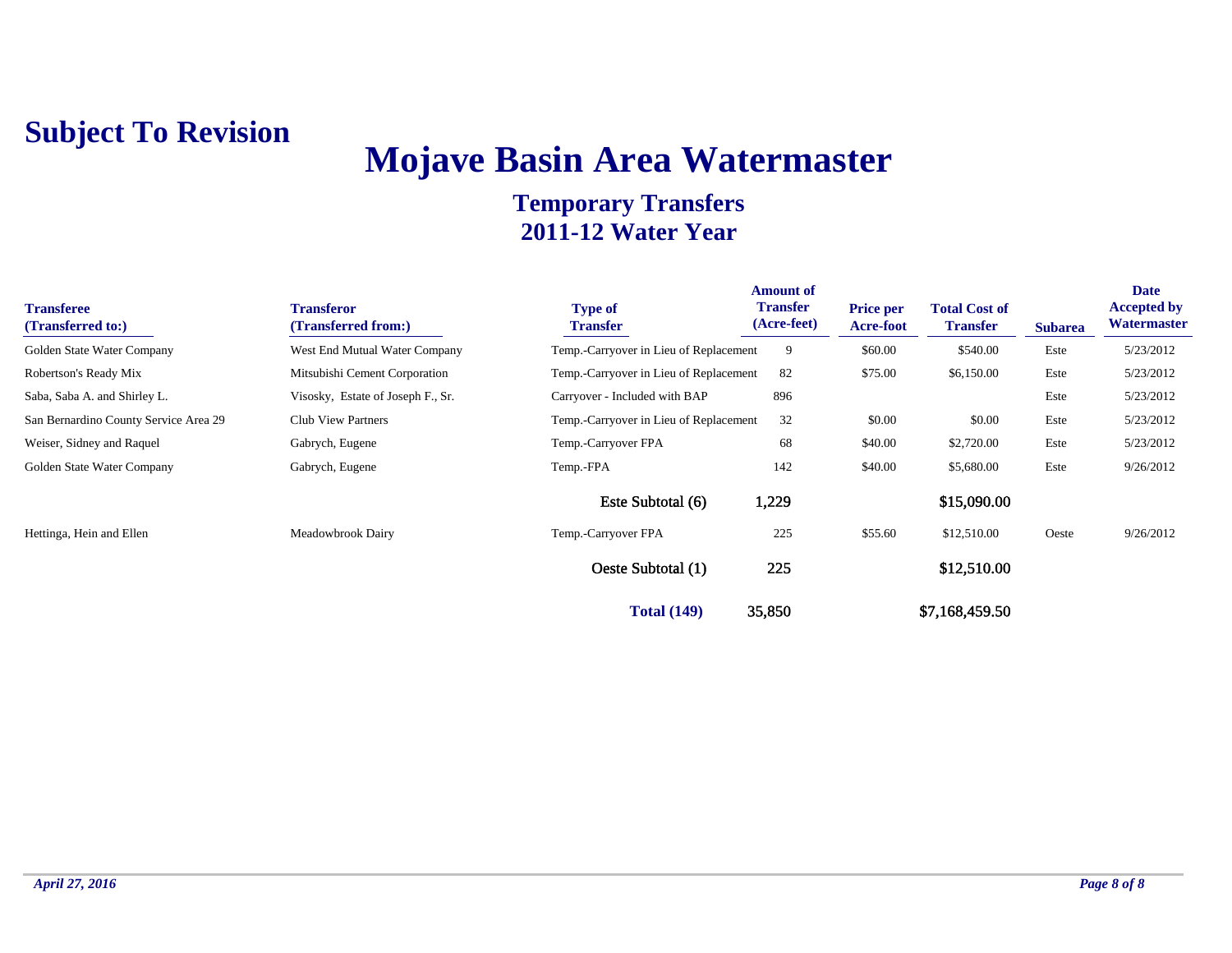**Subject To Revision**

# Mojave Basin Area Watermaster

## Temporary Transfers
## 2011-12 Water Year

| Transferee (Transferred to:) | Transferor (Transferred from:) | Type of Transfer | Amount of Transfer (Acre-feet) | Price per Acre-foot | Total Cost of Transfer | Subarea | Date Accepted by Watermaster |
|---|---|---|---|---|---|---|---|
| Golden State Water Company | West End Mutual Water Company | Temp.-Carryover in Lieu of Replacement | 9 | $60.00 | $540.00 | Este | 5/23/2012 |
| Robertson's Ready Mix | Mitsubishi Cement Corporation | Temp.-Carryover in Lieu of Replacement | 82 | $75.00 | $6,150.00 | Este | 5/23/2012 |
| Saba, Saba A. and Shirley L. | Visosky, Estate of Joseph F., Sr. | Carryover - Included with BAP | 896 | | | Este | 5/23/2012 |
| San Bernardino County Service Area 29 | Club View Partners | Temp.-Carryover in Lieu of Replacement | 32 | $0.00 | $0.00 | Este | 5/23/2012 |
| Weiser, Sidney and Raquel | Gabrych, Eugene | Temp.-Carryover FPA | 68 | $40.00 | $2,720.00 | Este | 5/23/2012 |
| Golden State Water Company | Gabrych, Eugene | Temp.-FPA | 142 | $40.00 | $5,680.00 | Este | 9/26/2012 |
| | | Este Subtotal (6) | 1,229 | | $15,090.00 | | |
| Hettinga, Hein and Ellen | Meadowbrook Dairy | Temp.-Carryover FPA | 225 | $55.60 | $12,510.00 | Oeste | 9/26/2012 |
| | | Oeste Subtotal (1) | 225 | | $12,510.00 | | |
| | | **Total (149)** | 35,850 | | $7,168,459.50 | | |

*April 27, 2016*